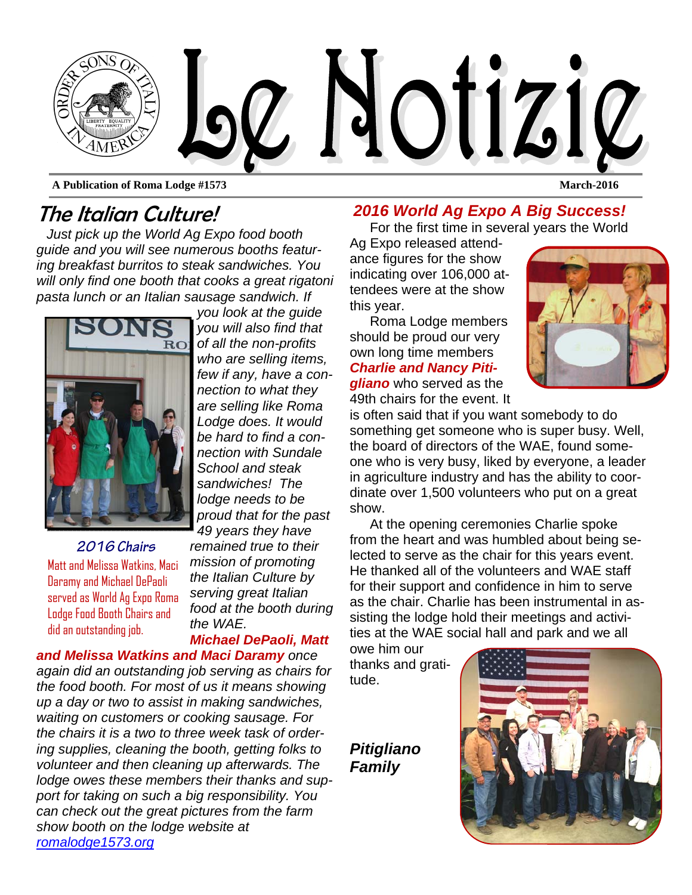# Le Notizie

**A Publication of Roma Lodge #1573** **March-2016**

## The Italian Culture!

*Just pick up the World Ag Expo food booth guide and you will see numerous booths featuring breakfast burritos to steak sandwiches. You will only find one booth that cooks a great rigatoni pasta lunch or an Italian sausage sandwich. If you look at the guide you will also find that of all the non-profits who are selling items, few if any, have a connection to what they are selling like Roma Lodge does. It would be hard to find a connection with Sundale School and steak sandwiches! The lodge needs to be proud that for the past 49 years they have remained true to their mission of promoting the Italian Culture by serving great Italian food at the booth during the WAE.*

**2016 Chairs**

Matt and Melissa Watkins, Maci Daramy and Michael DePaoli served as World Ag Expo Roma Lodge Food Booth Chairs and did an outstanding job.

***Michael DePaoli, Matt and Melissa Watkins and Maci Daramy*** *once again did an outstanding job serving as chairs for the food booth. For most of us it means showing up a day or two to assist in making sandwiches, waiting on customers or cooking sausage. For the chairs it is a two to three week task of ordering supplies, cleaning the booth, getting folks to volunteer and then cleaning up afterwards. The lodge owes these members their thanks and support for taking on such a big responsibility. You can check out the great pictures from the farm show booth on the lodge website at [romalodge1573.org](romalodge1573.org)*

## *2016 World Ag Expo A Big Success!*

For the first time in several years the World Ag Expo released attendance figures for the show indicating over 106,000 attendees were at the show this year.

Roma Lodge members should be proud our very own long time members ***Charlie and Nancy Pitigliano*** who served as the 49th chairs for the event. It is often said that if you want somebody to do something get someone who is super busy. Well, the board of directors of the WAE, found someone who is very busy, liked by everyone, a leader in agriculture industry and has the ability to coordinate over 1,500 volunteers who put on a great show.

At the opening ceremonies Charlie spoke from the heart and was humbled about being selected to serve as the chair for this years event. He thanked all of the volunteers and WAE staff for their support and confidence in him to serve as the chair. Charlie has been instrumental in assisting the lodge hold their meetings and activities at the WAE social hall and park and we all owe him our thanks and gratitude.

***Pitigliano Family***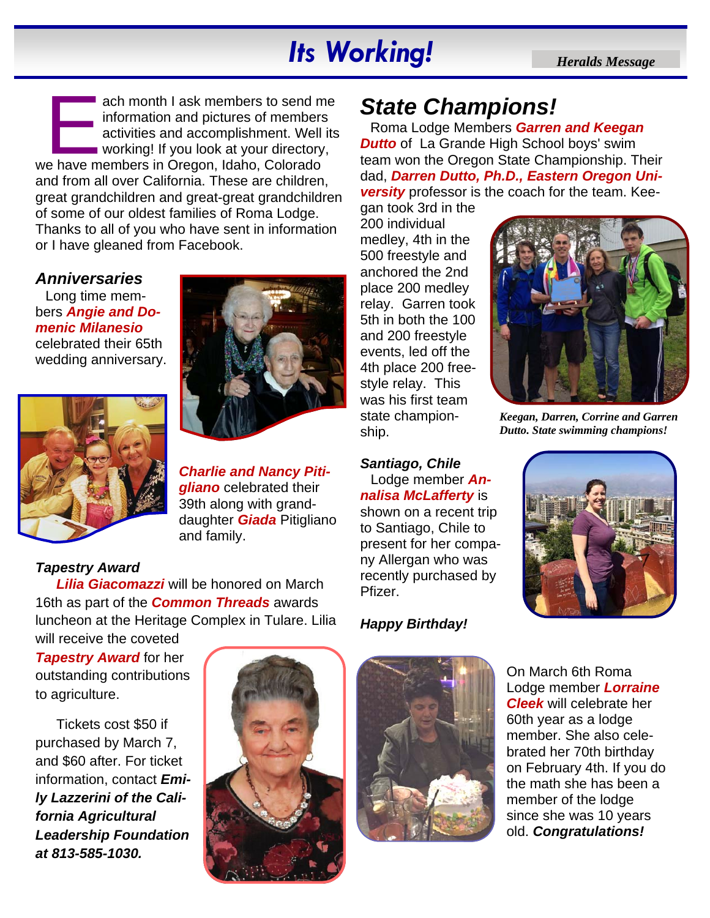# Its Working!

*Heralds Message*

Each month I ask members to send me information and pictures of members activities and accomplishment. Well its working! If you look at your directory, we have members in Oregon, Idaho, Colorado and from all over California. These are children, great grandchildren and great-great grandchildren of some of our oldest families of Roma Lodge. Thanks to all of you who have sent in information or I have gleaned from Facebook.

### Anniversaries

Long time members ***Angie and Domenic Milanesio*** celebrated their 65th wedding anniversary.

***Charlie and Nancy Pitigliano*** celebrated their 39th along with granddaughter ***Giada*** Pitigliano and family.

### Tapestry Award

***Lilia Giacomazzi*** will be honored on March 16th as part of the ***Common Threads*** awards luncheon at the Heritage Complex in Tulare. Lilia will receive the coveted ***Tapestry Award*** for her outstanding contributions to agriculture.

Tickets cost $50 if purchased by March 7, and $60 after. For ticket information, contact ***Emily Lazzerini of the California Agricultural Leadership Foundation at 813-585-1030.***

## State Champions!

Roma Lodge Members ***Garren and Keegan Dutto*** of La Grande High School boys' swim team won the Oregon State Championship. Their dad, ***Darren Dutto, Ph.D., Eastern Oregon University*** professor is the coach for the team. Keegan took 3rd in the 200 individual medley, 4th in the 500 freestyle and anchored the 2nd place 200 medley relay. Garren took 5th in both the 100 and 200 freestyle events, led off the 4th place 200 freestyle relay. This was his first team state championship.

*Keegan, Darren, Corrine and Garren Dutto. State swimming champions!*

### Santiago, Chile

Lodge member ***Analisa McLafferty*** is shown on a recent trip to Santiago, Chile to present for her company Allergan who was recently purchased by Pfizer.

### Happy Birthday!

On March 6th Roma Lodge member ***Lorraine Cleek*** will celebrate her 60th year as a lodge member. She also celebrated her 70th birthday on February 4th. If you do the math she has been a member of the lodge since she was 10 years old. ***Congratulations!***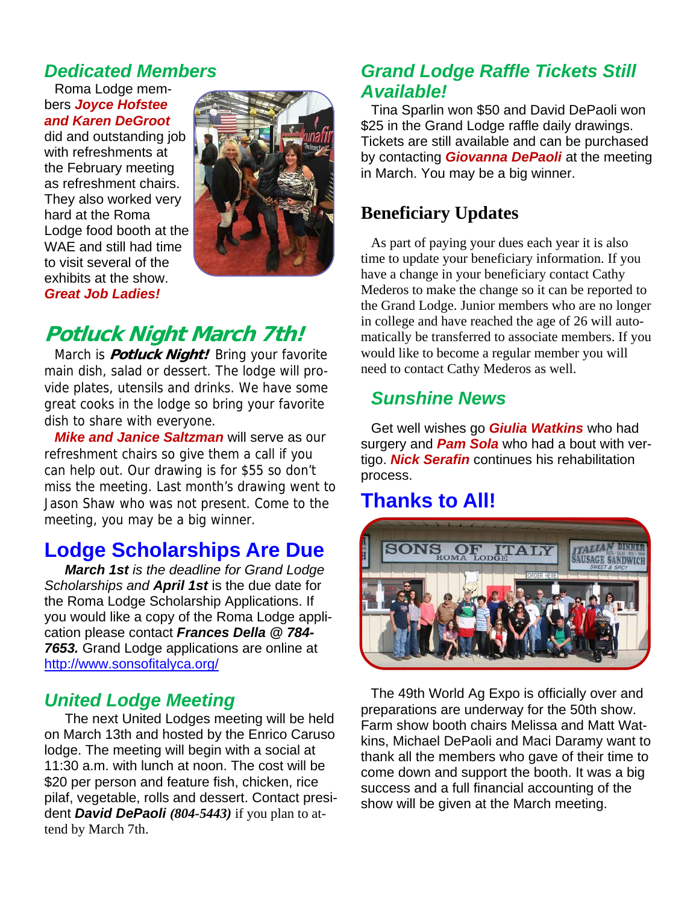## *Dedicated Members*

Roma Lodge members ***Joyce Hofstee and Karen DeGroot*** did and outstanding job with refreshments at the February meeting as refreshment chairs. They also worked very hard at the Roma Lodge food booth at the WAE and still had time to visit several of the exhibits at the show. ***Great Job Ladies!***

## *Potluck Night March 7th!*

March is ***Potluck Night!*** Bring your favorite main dish, salad or dessert. The lodge will provide plates, utensils and drinks. We have some great cooks in the lodge so bring your favorite dish to share with everyone.

***Mike and Janice Saltzman*** will serve as our refreshment chairs so give them a call if you can help out. Our drawing is for $55 so don't miss the meeting. Last month's drawing went to Jason Shaw who was not present. Come to the meeting, you may be a big winner.

## Lodge Scholarships Are Due

***March 1st*** *is the deadline for Grand Lodge Scholarships and* ***April 1st*** is the due date for the Roma Lodge Scholarship Applications. If you would like a copy of the Roma Lodge application please contact ***Frances Della @ 784-7653.*** Grand Lodge applications are online at http://www.sonsofitalyca.org/

## *United Lodge Meeting*

The next United Lodges meeting will be held on March 13th and hosted by the Enrico Caruso lodge. The meeting will begin with a social at 11:30 a.m. with lunch at noon. The cost will be $20 per person and feature fish, chicken, rice pilaf, vegetable, rolls and dessert. Contact president ***David DePaoli (804-5443)*** if you plan to attend by March 7th.

## *Grand Lodge Raffle Tickets Still Available!*

Tina Sparlin won $50 and David DePaoli won $25 in the Grand Lodge raffle daily drawings. Tickets are still available and can be purchased by contacting ***Giovanna DePaoli*** at the meeting in March. You may be a big winner.

## Beneficiary Updates

As part of paying your dues each year it is also time to update your beneficiary information. If you have a change in your beneficiary contact Cathy Mederos to make the change so it can be reported to the Grand Lodge. Junior members who are no longer in college and have reached the age of 26 will automatically be transferred to associate members. If you would like to become a regular member you will need to contact Cathy Mederos as well.

## *Sunshine News*

Get well wishes go ***Giulia Watkins*** who had surgery and ***Pam Sola*** who had a bout with vertigo. ***Nick Serafin*** continues his rehabilitation process.

## Thanks to All!

The 49th World Ag Expo is officially over and preparations are underway for the 50th show. Farm show booth chairs Melissa and Matt Watkins, Michael DePaoli and Maci Daramy want to thank all the members who gave of their time to come down and support the booth. It was a big success and a full financial accounting of the show will be given at the March meeting.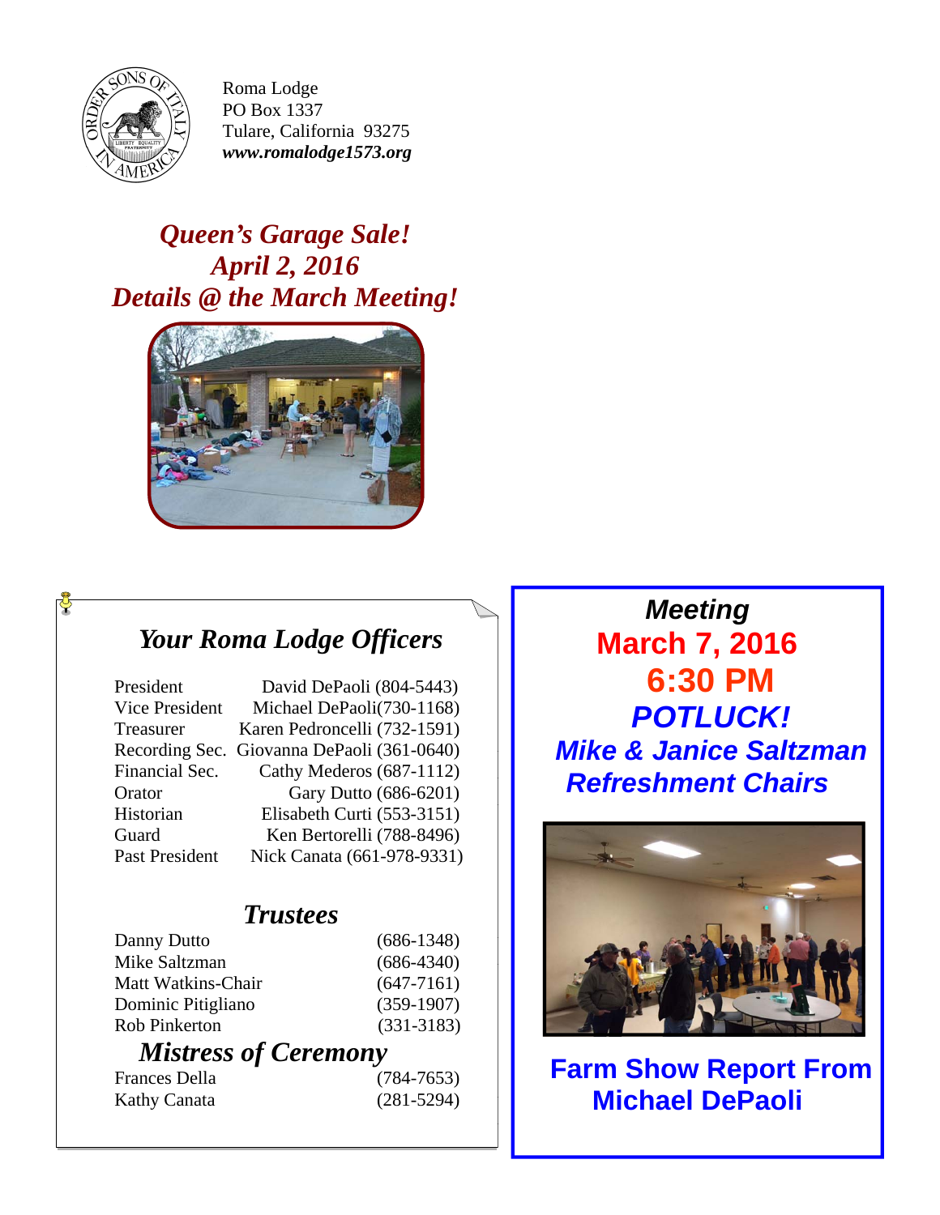Roma Lodge
PO Box 1337
Tulare, California 93275
***www.romalodge1573.org***

## *Queen's Garage Sale!*
## *April 2, 2016*
## *Details @ the March Meeting!*

## *Your Roma Lodge Officers*

| | |
|---|---|
| President | David DePaoli (804-5443) |
| Vice President | Michael DePaoli(730-1168) |
| Treasurer | Karen Pedroncelli (732-1591) |
| Recording Sec. | Giovanna DePaoli (361-0640) |
| Financial Sec. | Cathy Mederos (687-1112) |
| Orator | Gary Dutto (686-6201) |
| Historian | Elisabeth Curti (553-3151) |
| Guard | Ken Bertorelli (788-8496) |
| Past President | Nick Canata (661-978-9331) |

### *Trustees*

| | |
|---|---|
| Danny Dutto | (686-1348) |
| Mike Saltzman | (686-4340) |
| Matt Watkins-Chair | (647-7161) |
| Dominic Pitigliano | (359-1907) |
| Rob Pinkerton | (331-3183) |

### *Mistress of Ceremony*

| | |
|---|---|
| Frances Della | (784-7653) |
| Kathy Canata | (281-5294) |

***Meeting***

**March 7, 2016**

**6:30 PM**

***POTLUCK!***

***Mike & Janice Saltzman Refreshment Chairs***

**Farm Show Report From Michael DePaoli**